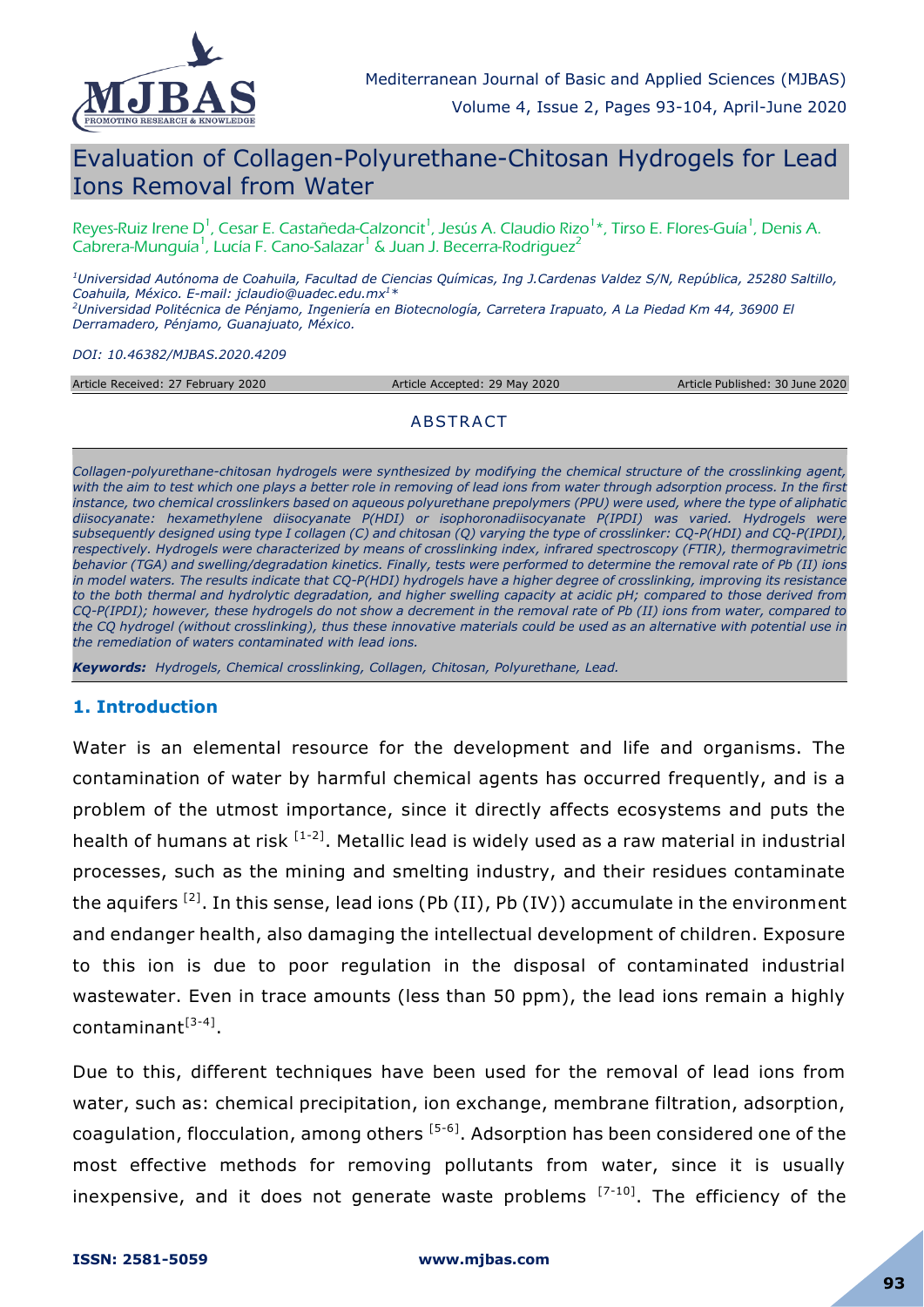# Evaluation of Collagen-Polyurethane-Chitosan Hydrogels for Lead Ions Removal from Water

Reyes-Ruiz Irene D[1], Cesar E. Castañeda-Calzoncit[1], Jesús A. Claudio Rizo[1]*, Tirso E. Flores-Guía[1], Denis A. Cabrera-Munguía[1], Lucía F. Cano-Salazar[1] & Juan J. Becerra-Rodriguez[2]

*[1]Universidad Autónoma de Coahuila, Facultad de Ciencias Químicas, Ing J.Cardenas Valdez S/N, República, 25280 Saltillo, Coahuila, México. E-mail: jclaudio@uadec.edu.mx[1]**
*[2]Universidad Politécnica de Pénjamo, Ingeniería en Biotecnología, Carretera Irapuato, A La Piedad Km 44, 36900 El Derramadero, Pénjamo, Guanajuato, México.*

*DOI: 10.46382/MJBAS.2020.4209*

Article Received: 27 February 2020 | Article Accepted: 29 May 2020 | Article Published: 30 June 2020

## ABSTRACT

*Collagen-polyurethane-chitosan hydrogels were synthesized by modifying the chemical structure of the crosslinking agent, with the aim to test which one plays a better role in removing of lead ions from water through adsorption process. In the first instance, two chemical crosslinkers based on aqueous polyurethane prepolymers (PPU) were used, where the type of aliphatic diisocyanate: hexamethylene diisocyanate P(HDI) or isophoronadiisocyanate P(IPDI) was varied. Hydrogels were subsequently designed using type I collagen (C) and chitosan (Q) varying the type of crosslinker: CQ-P(HDI) and CQ-P(IPDI), respectively. Hydrogels were characterized by means of crosslinking index, infrared spectroscopy (FTIR), thermogravimetric behavior (TGA) and swelling/degradation kinetics. Finally, tests were performed to determine the removal rate of Pb (II) ions in model waters. The results indicate that CQ-P(HDI) hydrogels have a higher degree of crosslinking, improving its resistance to the both thermal and hydrolytic degradation, and higher swelling capacity at acidic pH; compared to those derived from CQ-P(IPDI); however, these hydrogels do not show a decrement in the removal rate of Pb (II) ions from water, compared to the CQ hydrogel (without crosslinking), thus these innovative materials could be used as an alternative with potential use in the remediation of waters contaminated with lead ions.*

***Keywords:** Hydrogels, Chemical crosslinking, Collagen, Chitosan, Polyurethane, Lead.*

## 1. Introduction

Water is an elemental resource for the development and life and organisms. The contamination of water by harmful chemical agents has occurred frequently, and is a problem of the utmost importance, since it directly affects ecosystems and puts the health of humans at risk [1-2]. Metallic lead is widely used as a raw material in industrial processes, such as the mining and smelting industry, and their residues contaminate the aquifers [2]. In this sense, lead ions (Pb (II), Pb (IV)) accumulate in the environment and endanger health, also damaging the intellectual development of children. Exposure to this ion is due to poor regulation in the disposal of contaminated industrial wastewater. Even in trace amounts (less than 50 ppm), the lead ions remain a highly contaminant[3-4].

Due to this, different techniques have been used for the removal of lead ions from water, such as: chemical precipitation, ion exchange, membrane filtration, adsorption, coagulation, flocculation, among others [5-6]. Adsorption has been considered one of the most effective methods for removing pollutants from water, since it is usually inexpensive, and it does not generate waste problems [7-10]. The efficiency of the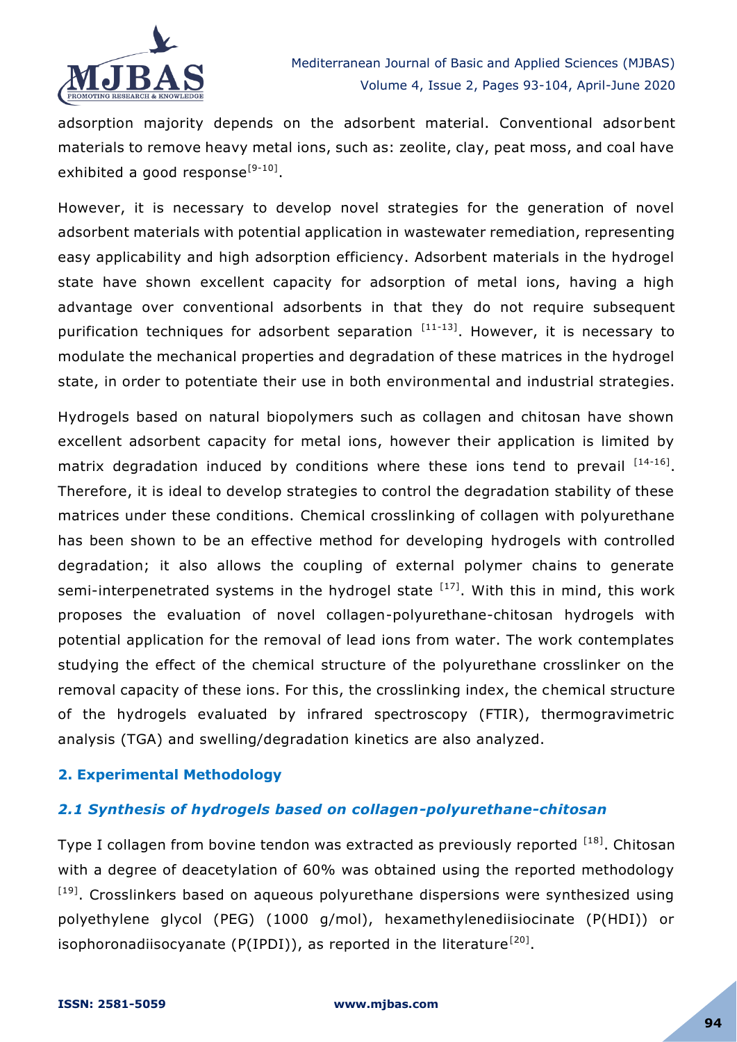adsorption majority depends on the adsorbent material. Conventional adsorbent materials to remove heavy metal ions, such as: zeolite, clay, peat moss, and coal have exhibited a good response[9-10].

However, it is necessary to develop novel strategies for the generation of novel adsorbent materials with potential application in wastewater remediation, representing easy applicability and high adsorption efficiency. Adsorbent materials in the hydrogel state have shown excellent capacity for adsorption of metal ions, having a high advantage over conventional adsorbents in that they do not require subsequent purification techniques for adsorbent separation [11-13]. However, it is necessary to modulate the mechanical properties and degradation of these matrices in the hydrogel state, in order to potentiate their use in both environmental and industrial strategies.

Hydrogels based on natural biopolymers such as collagen and chitosan have shown excellent adsorbent capacity for metal ions, however their application is limited by matrix degradation induced by conditions where these ions tend to prevail [14-16]. Therefore, it is ideal to develop strategies to control the degradation stability of these matrices under these conditions. Chemical crosslinking of collagen with polyurethane has been shown to be an effective method for developing hydrogels with controlled degradation; it also allows the coupling of external polymer chains to generate semi-interpenetrated systems in the hydrogel state [17]. With this in mind, this work proposes the evaluation of novel collagen-polyurethane-chitosan hydrogels with potential application for the removal of lead ions from water. The work contemplates studying the effect of the chemical structure of the polyurethane crosslinker on the removal capacity of these ions. For this, the crosslinking index, the chemical structure of the hydrogels evaluated by infrared spectroscopy (FTIR), thermogravimetric analysis (TGA) and swelling/degradation kinetics are also analyzed.

## 2. Experimental Methodology

### *2.1 Synthesis of hydrogels based on collagen-polyurethane-chitosan*

Type I collagen from bovine tendon was extracted as previously reported [18]. Chitosan with a degree of deacetylation of 60% was obtained using the reported methodology [19]. Crosslinkers based on aqueous polyurethane dispersions were synthesized using polyethylene glycol (PEG) (1000 g/mol), hexamethylenediisiocinate (P(HDI)) or isophoronadiisocyanate (P(IPDI)), as reported in the literature[20].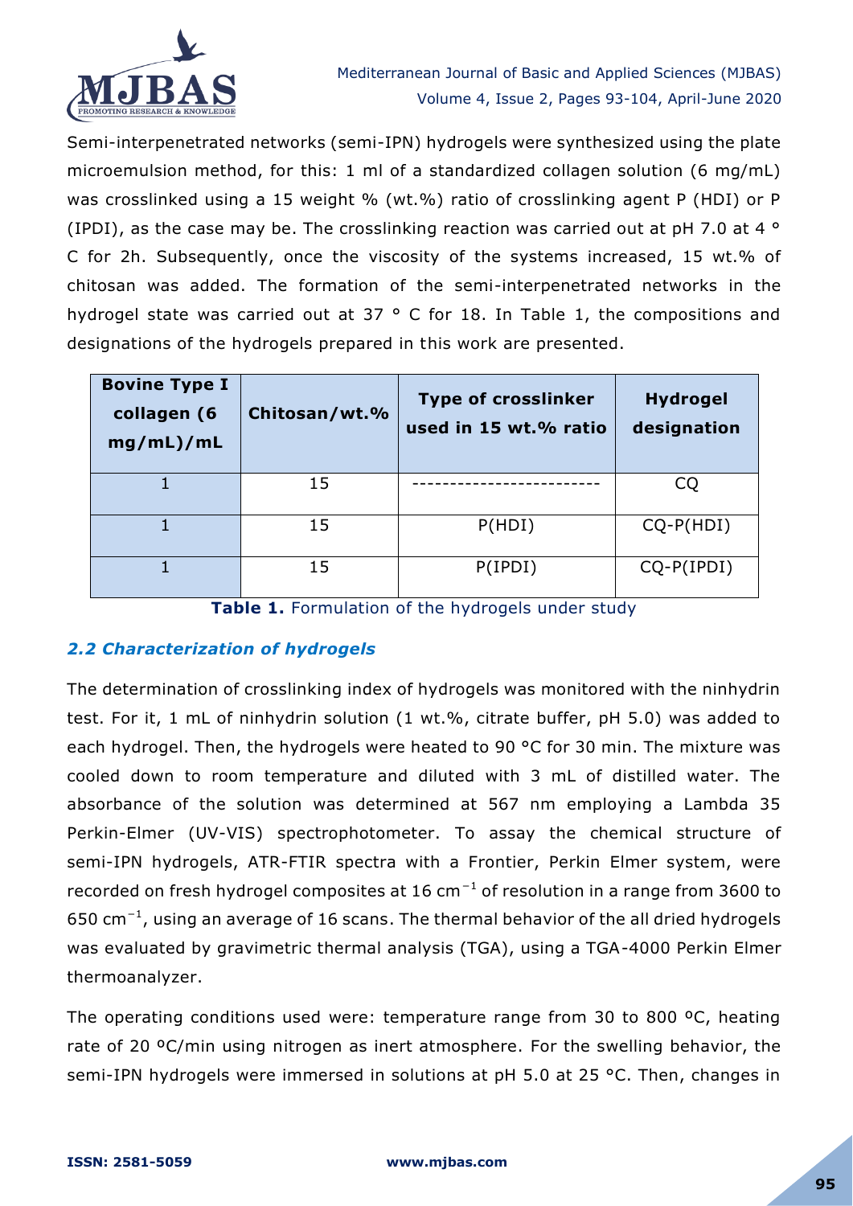Semi-interpenetrated networks (semi-IPN) hydrogels were synthesized using the plate microemulsion method, for this: 1 ml of a standardized collagen solution (6 mg/mL) was crosslinked using a 15 weight % (wt.%) ratio of crosslinking agent P (HDI) or P (IPDI), as the case may be. The crosslinking reaction was carried out at pH 7.0 at 4 ° C for 2h. Subsequently, once the viscosity of the systems increased, 15 wt.% of chitosan was added. The formation of the semi-interpenetrated networks in the hydrogel state was carried out at 37 ° C for 18. In Table 1, the compositions and designations of the hydrogels prepared in this work are presented.

| **Bovine Type I collagen (6 mg/mL)/mL** | **Chitosan/wt.%** | **Type of crosslinker used in 15 wt.% ratio** | **Hydrogel designation** |
|---|---|---|---|
| 1 | 15 | ------------------------- | CQ |
| 1 | 15 | P(HDI) | CQ-P(HDI) |
| 1 | 15 | P(IPDI) | CQ-P(IPDI) |

**Table 1.** Formulation of the hydrogels under study

### *2.2 Characterization of hydrogels*

The determination of crosslinking index of hydrogels was monitored with the ninhydrin test. For it, 1 mL of ninhydrin solution (1 wt.%, citrate buffer, pH 5.0) was added to each hydrogel. Then, the hydrogels were heated to 90 °C for 30 min. The mixture was cooled down to room temperature and diluted with 3 mL of distilled water. The absorbance of the solution was determined at 567 nm employing a Lambda 35 Perkin-Elmer (UV-VIS) spectrophotometer. To assay the chemical structure of semi-IPN hydrogels, ATR-FTIR spectra with a Frontier, Perkin Elmer system, were recorded on fresh hydrogel composites at 16 $cm^{-1}$ of resolution in a range from 3600 to 650 $cm^{-1}$, using an average of 16 scans. The thermal behavior of the all dried hydrogels was evaluated by gravimetric thermal analysis (TGA), using a TGA-4000 Perkin Elmer thermoanalyzer.

The operating conditions used were: temperature range from 30 to 800 ºC, heating rate of 20 ºC/min using nitrogen as inert atmosphere. For the swelling behavior, the semi-IPN hydrogels were immersed in solutions at pH 5.0 at 25 °C. Then, changes in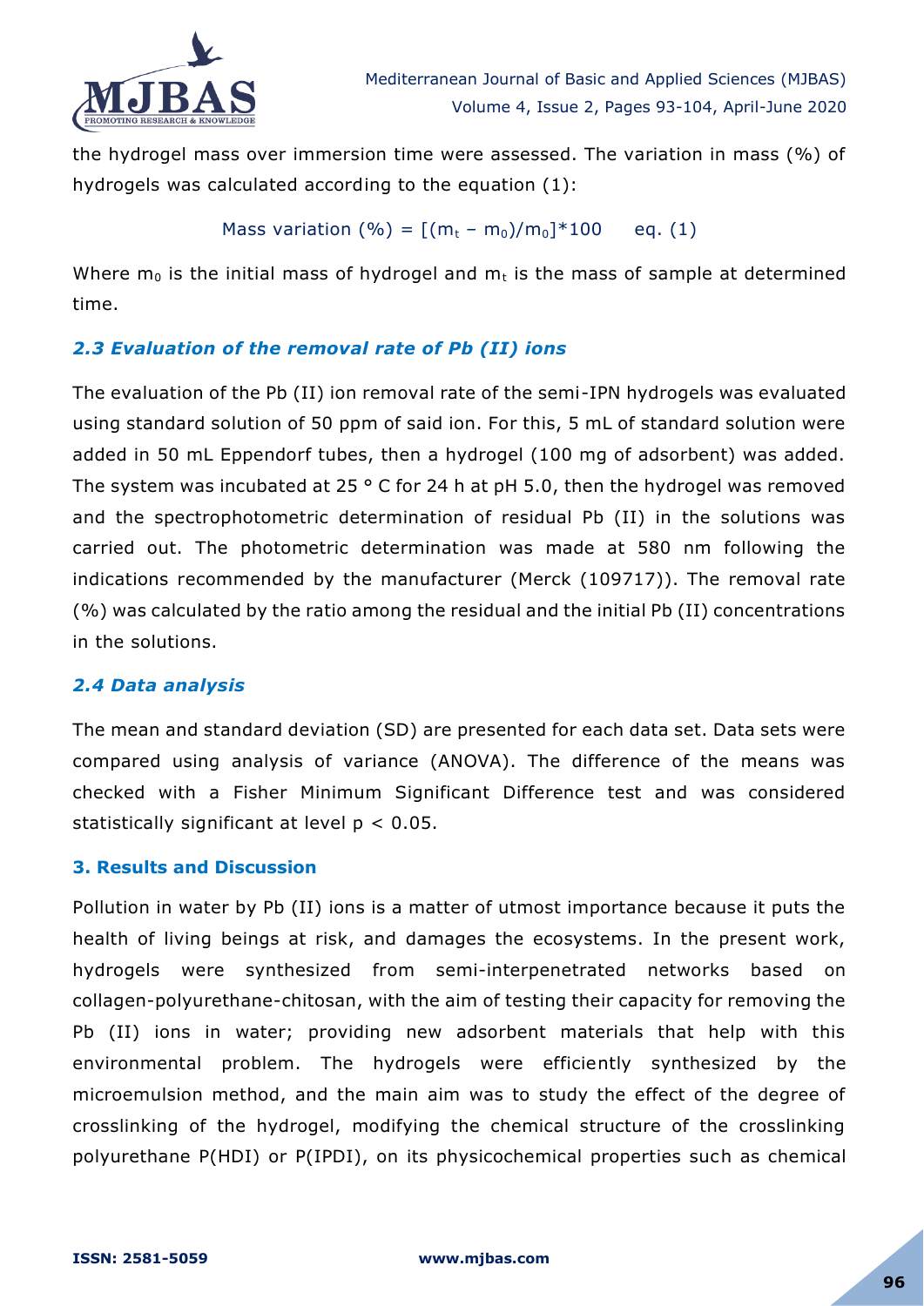the hydrogel mass over immersion time were assessed. The variation in mass (%) of hydrogels was calculated according to the equation (1):

$$\text{Mass variation (\%)} = [(m_t - m_0)/m_0]*100 \quad \text{eq. (1)}$$

Where $m_0$ is the initial mass of hydrogel and $m_t$ is the mass of sample at determined time.

### *2.3 Evaluation of the removal rate of Pb (II) ions*

The evaluation of the Pb (II) ion removal rate of the semi-IPN hydrogels was evaluated using standard solution of 50 ppm of said ion. For this, 5 mL of standard solution were added in 50 mL Eppendorf tubes, then a hydrogel (100 mg of adsorbent) was added. The system was incubated at 25 ° C for 24 h at pH 5.0, then the hydrogel was removed and the spectrophotometric determination of residual Pb (II) in the solutions was carried out. The photometric determination was made at 580 nm following the indications recommended by the manufacturer (Merck (109717)). The removal rate (%) was calculated by the ratio among the residual and the initial Pb (II) concentrations in the solutions.

### *2.4 Data analysis*

The mean and standard deviation (SD) are presented for each data set. Data sets were compared using analysis of variance (ANOVA). The difference of the means was checked with a Fisher Minimum Significant Difference test and was considered statistically significant at level $p < 0.05$.

## 3. Results and Discussion

Pollution in water by Pb (II) ions is a matter of utmost importance because it puts the health of living beings at risk, and damages the ecosystems. In the present work, hydrogels were synthesized from semi-interpenetrated networks based on collagen-polyurethane-chitosan, with the aim of testing their capacity for removing the Pb (II) ions in water; providing new adsorbent materials that help with this environmental problem. The hydrogels were efficiently synthesized by the microemulsion method, and the main aim was to study the effect of the degree of crosslinking of the hydrogel, modifying the chemical structure of the crosslinking polyurethane P(HDI) or P(IPDI), on its physicochemical properties such as chemical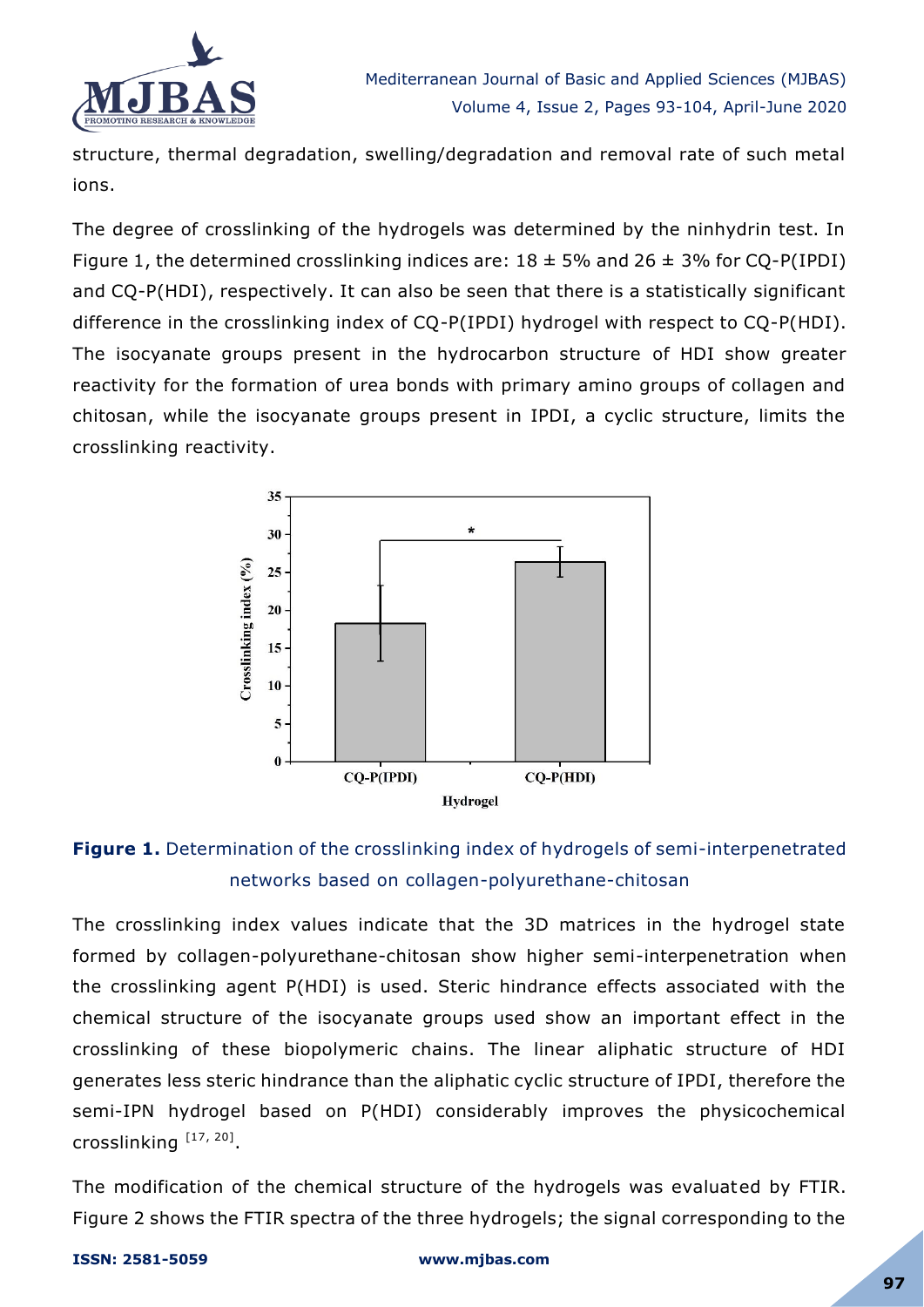structure, thermal degradation, swelling/degradation and removal rate of such metal ions.

The degree of crosslinking of the hydrogels was determined by the ninhydrin test. In Figure 1, the determined crosslinking indices are: 18 ± 5% and 26 ± 3% for CQ-P(IPDI) and CQ-P(HDI), respectively. It can also be seen that there is a statistically significant difference in the crosslinking index of CQ-P(IPDI) hydrogel with respect to CQ-P(HDI). The isocyanate groups present in the hydrocarbon structure of HDI show greater reactivity for the formation of urea bonds with primary amino groups of collagen and chitosan, while the isocyanate groups present in IPDI, a cyclic structure, limits the crosslinking reactivity.

**Figure 1.** Determination of the crosslinking index of hydrogels of semi-interpenetrated networks based on collagen-polyurethane-chitosan

The crosslinking index values indicate that the 3D matrices in the hydrogel state formed by collagen-polyurethane-chitosan show higher semi-interpenetration when the crosslinking agent P(HDI) is used. Steric hindrance effects associated with the chemical structure of the isocyanate groups used show an important effect in the crosslinking of these biopolymeric chains. The linear aliphatic structure of HDI generates less steric hindrance than the aliphatic cyclic structure of IPDI, therefore the semi-IPN hydrogel based on P(HDI) considerably improves the physicochemical crosslinking [17, 20].

The modification of the chemical structure of the hydrogels was evaluated by FTIR. Figure 2 shows the FTIR spectra of the three hydrogels; the signal corresponding to the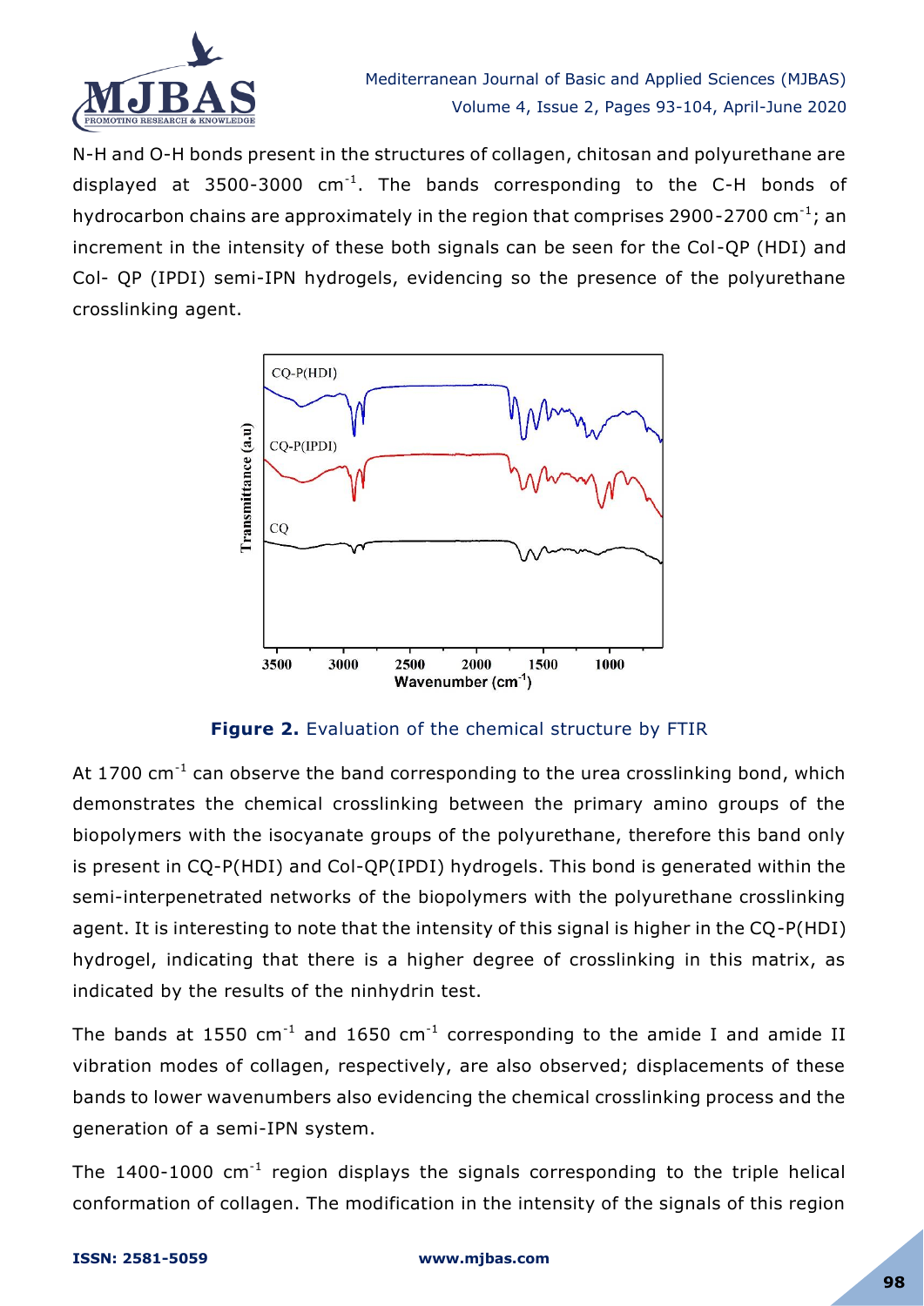N-H and O-H bonds present in the structures of collagen, chitosan and polyurethane are displayed at 3500-3000 $cm^{-1}$. The bands corresponding to the C-H bonds of hydrocarbon chains are approximately in the region that comprises 2900-2700 $cm^{-1}$; an increment in the intensity of these both signals can be seen for the Col-QP (HDI) and Col- QP (IPDI) semi-IPN hydrogels, evidencing so the presence of the polyurethane crosslinking agent.

**Figure 2.** Evaluation of the chemical structure by FTIR

At 1700 $cm^{-1}$ can observe the band corresponding to the urea crosslinking bond, which demonstrates the chemical crosslinking between the primary amino groups of the biopolymers with the isocyanate groups of the polyurethane, therefore this band only is present in CQ-P(HDI) and Col-QP(IPDI) hydrogels. This bond is generated within the semi-interpenetrated networks of the biopolymers with the polyurethane crosslinking agent. It is interesting to note that the intensity of this signal is higher in the CQ-P(HDI) hydrogel, indicating that there is a higher degree of crosslinking in this matrix, as indicated by the results of the ninhydrin test.

The bands at 1550 $cm^{-1}$ and 1650 $cm^{-1}$ corresponding to the amide I and amide II vibration modes of collagen, respectively, are also observed; displacements of these bands to lower wavenumbers also evidencing the chemical crosslinking process and the generation of a semi-IPN system.

The 1400-1000 $cm^{-1}$ region displays the signals corresponding to the triple helical conformation of collagen. The modification in the intensity of the signals of this region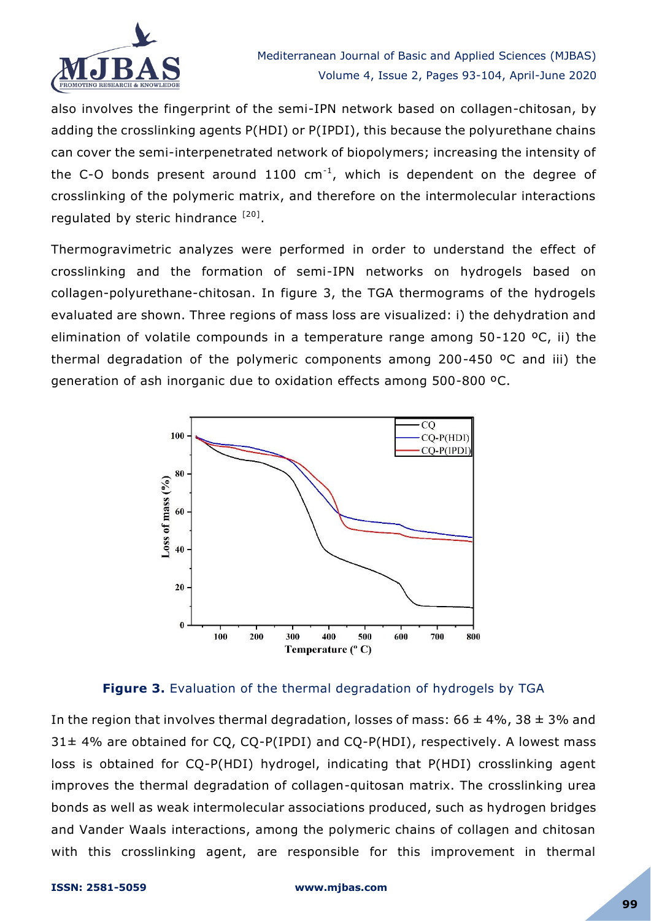also involves the fingerprint of the semi-IPN network based on collagen-chitosan, by adding the crosslinking agents P(HDI) or P(IPDI), this because the polyurethane chains can cover the semi-interpenetrated network of biopolymers; increasing the intensity of the C-O bonds present around 1100 $cm^{-1}$, which is dependent on the degree of crosslinking of the polymeric matrix, and therefore on the intermolecular interactions regulated by steric hindrance [20].

Thermogravimetric analyzes were performed in order to understand the effect of crosslinking and the formation of semi-IPN networks on hydrogels based on collagen-polyurethane-chitosan. In figure 3, the TGA thermograms of the hydrogels evaluated are shown. Three regions of mass loss are visualized: i) the dehydration and elimination of volatile compounds in a temperature range among 50-120 ºC, ii) the thermal degradation of the polymeric components among 200-450 ºC and iii) the generation of ash inorganic due to oxidation effects among 500-800 ºC.

**Figure 3.** Evaluation of the thermal degradation of hydrogels by TGA

In the region that involves thermal degradation, losses of mass: 66 ± 4%, 38 ± 3% and 31± 4% are obtained for CQ, CQ-P(IPDI) and CQ-P(HDI), respectively. A lowest mass loss is obtained for CQ-P(HDI) hydrogel, indicating that P(HDI) crosslinking agent improves the thermal degradation of collagen-quitosan matrix. The crosslinking urea bonds as well as weak intermolecular associations produced, such as hydrogen bridges and Vander Waals interactions, among the polymeric chains of collagen and chitosan with this crosslinking agent, are responsible for this improvement in thermal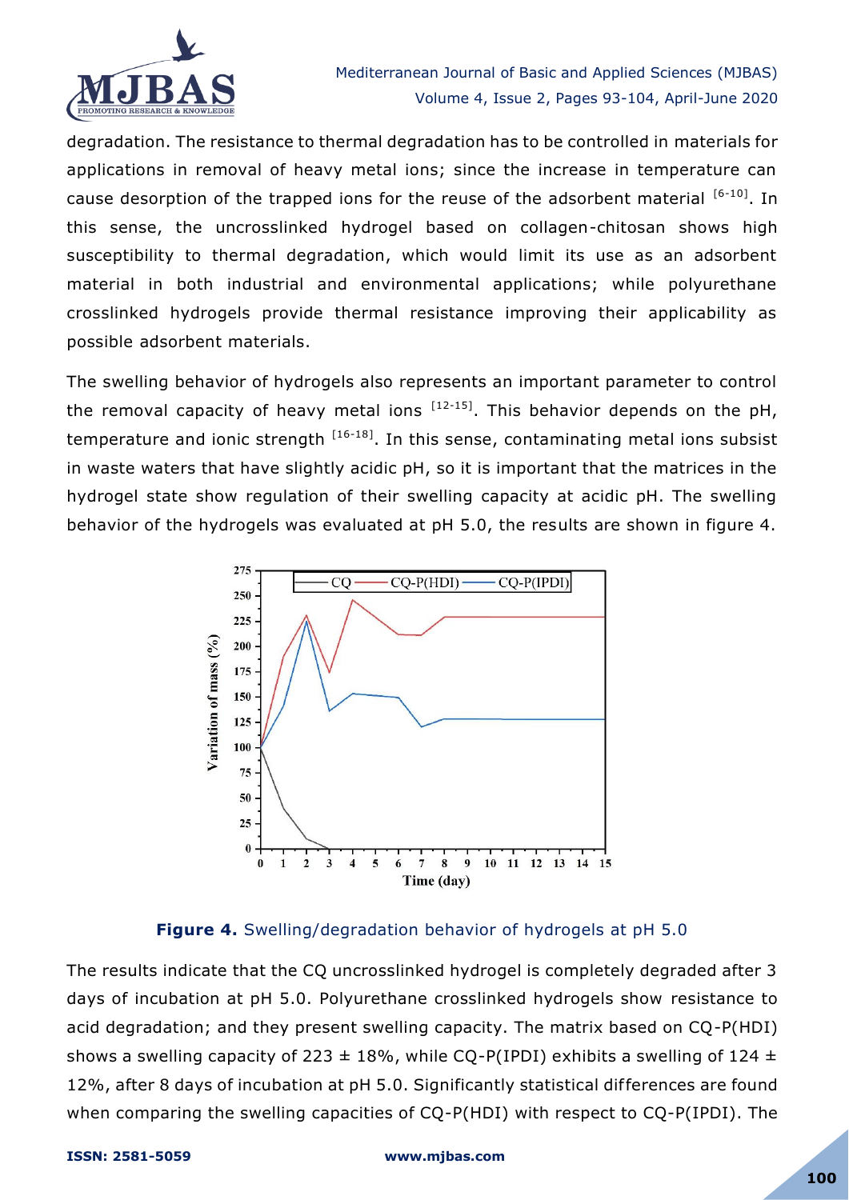degradation. The resistance to thermal degradation has to be controlled in materials for applications in removal of heavy metal ions; since the increase in temperature can cause desorption of the trapped ions for the reuse of the adsorbent material [6-10]. In this sense, the uncrosslinked hydrogel based on collagen-chitosan shows high susceptibility to thermal degradation, which would limit its use as an adsorbent material in both industrial and environmental applications; while polyurethane crosslinked hydrogels provide thermal resistance improving their applicability as possible adsorbent materials.

The swelling behavior of hydrogels also represents an important parameter to control the removal capacity of heavy metal ions [12-15]. This behavior depends on the pH, temperature and ionic strength [16-18]. In this sense, contaminating metal ions subsist in waste waters that have slightly acidic pH, so it is important that the matrices in the hydrogel state show regulation of their swelling capacity at acidic pH. The swelling behavior of the hydrogels was evaluated at pH 5.0, the results are shown in figure 4.

**Figure 4.** Swelling/degradation behavior of hydrogels at pH 5.0

The results indicate that the CQ uncrosslinked hydrogel is completely degraded after 3 days of incubation at pH 5.0. Polyurethane crosslinked hydrogels show resistance to acid degradation; and they present swelling capacity. The matrix based on CQ-P(HDI) shows a swelling capacity of 223 ± 18%, while CQ-P(IPDI) exhibits a swelling of 124 ± 12%, after 8 days of incubation at pH 5.0. Significantly statistical differences are found when comparing the swelling capacities of CQ-P(HDI) with respect to CQ-P(IPDI). The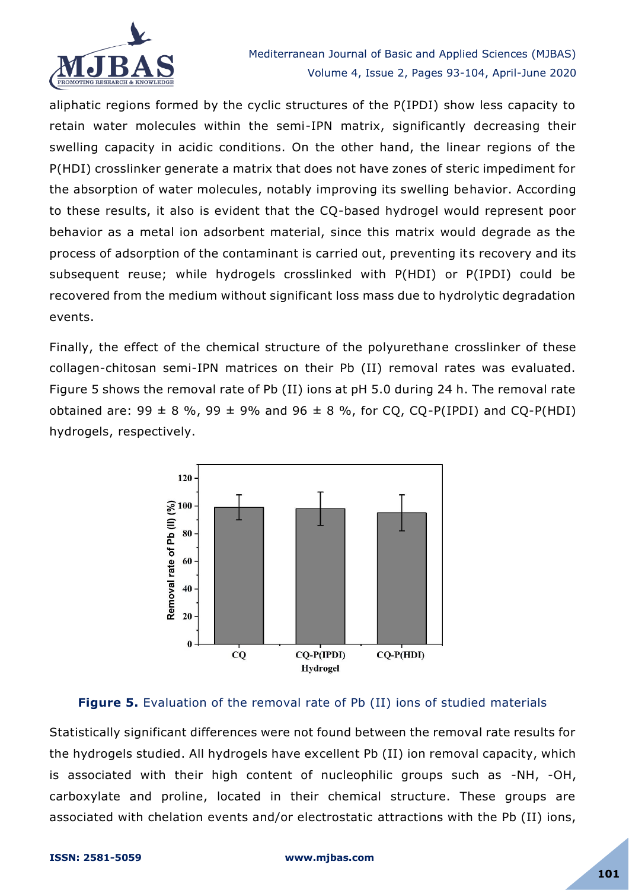aliphatic regions formed by the cyclic structures of the P(IPDI) show less capacity to retain water molecules within the semi-IPN matrix, significantly decreasing their swelling capacity in acidic conditions. On the other hand, the linear regions of the P(HDI) crosslinker generate a matrix that does not have zones of steric impediment for the absorption of water molecules, notably improving its swelling behavior. According to these results, it also is evident that the CQ-based hydrogel would represent poor behavior as a metal ion adsorbent material, since this matrix would degrade as the process of adsorption of the contaminant is carried out, preventing its recovery and its subsequent reuse; while hydrogels crosslinked with P(HDI) or P(IPDI) could be recovered from the medium without significant loss mass due to hydrolytic degradation events.

Finally, the effect of the chemical structure of the polyurethane crosslinker of these collagen-chitosan semi-IPN matrices on their Pb (II) removal rates was evaluated. Figure 5 shows the removal rate of Pb (II) ions at pH 5.0 during 24 h. The removal rate obtained are: 99 ± 8 %, 99 ± 9% and 96 ± 8 %, for CQ, CQ-P(IPDI) and CQ-P(HDI) hydrogels, respectively.

**Figure 5.** Evaluation of the removal rate of Pb (II) ions of studied materials

Statistically significant differences were not found between the removal rate results for the hydrogels studied. All hydrogels have excellent Pb (II) ion removal capacity, which is associated with their high content of nucleophilic groups such as -NH, -OH, carboxylate and proline, located in their chemical structure. These groups are associated with chelation events and/or electrostatic attractions with the Pb (II) ions,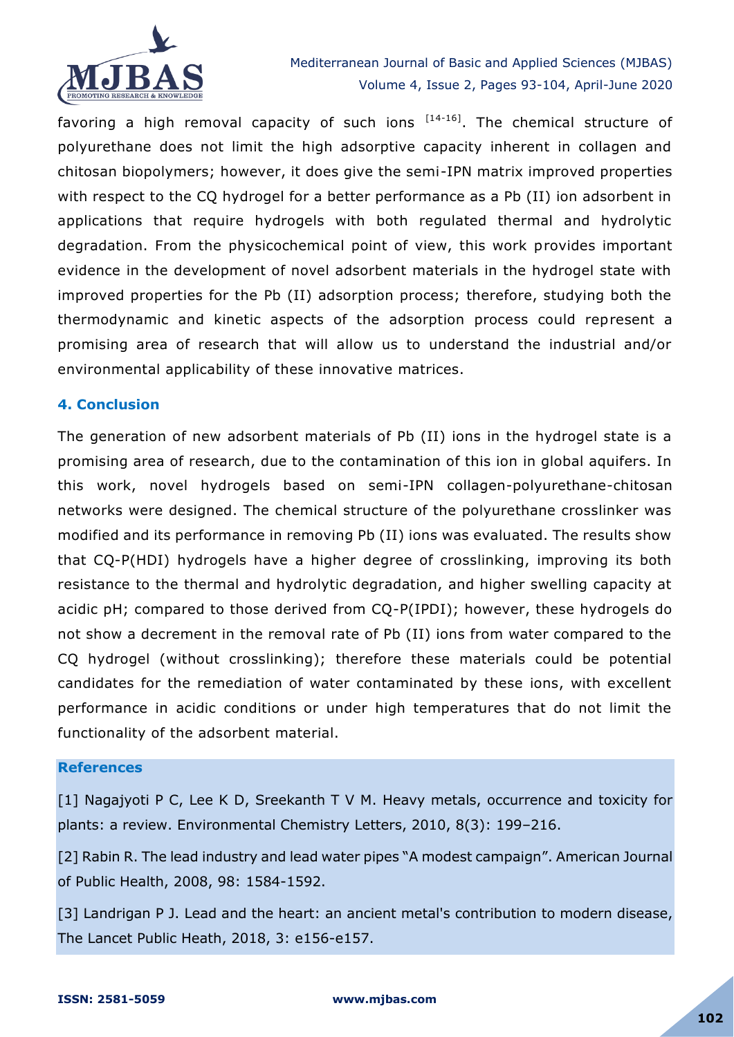favoring a high removal capacity of such ions [14-16]. The chemical structure of polyurethane does not limit the high adsorptive capacity inherent in collagen and chitosan biopolymers; however, it does give the semi-IPN matrix improved properties with respect to the CQ hydrogel for a better performance as a Pb (II) ion adsorbent in applications that require hydrogels with both regulated thermal and hydrolytic degradation. From the physicochemical point of view, this work provides important evidence in the development of novel adsorbent materials in the hydrogel state with improved properties for the Pb (II) adsorption process; therefore, studying both the thermodynamic and kinetic aspects of the adsorption process could represent a promising area of research that will allow us to understand the industrial and/or environmental applicability of these innovative matrices.

## 4. Conclusion

The generation of new adsorbent materials of Pb (II) ions in the hydrogel state is a promising area of research, due to the contamination of this ion in global aquifers. In this work, novel hydrogels based on semi-IPN collagen-polyurethane-chitosan networks were designed. The chemical structure of the polyurethane crosslinker was modified and its performance in removing Pb (II) ions was evaluated. The results show that CQ-P(HDI) hydrogels have a higher degree of crosslinking, improving its both resistance to the thermal and hydrolytic degradation, and higher swelling capacity at acidic pH; compared to those derived from CQ-P(IPDI); however, these hydrogels do not show a decrement in the removal rate of Pb (II) ions from water compared to the CQ hydrogel (without crosslinking); therefore these materials could be potential candidates for the remediation of water contaminated by these ions, with excellent performance in acidic conditions or under high temperatures that do not limit the functionality of the adsorbent material.

## References

[1] Nagajyoti P C, Lee K D, Sreekanth T V M. Heavy metals, occurrence and toxicity for plants: a review. Environmental Chemistry Letters, 2010, 8(3): 199–216.

[2] Rabin R. The lead industry and lead water pipes "A modest campaign". American Journal of Public Health, 2008, 98: 1584-1592.

[3] Landrigan P J. Lead and the heart: an ancient metal's contribution to modern disease, The Lancet Public Heath, 2018, 3: e156-e157.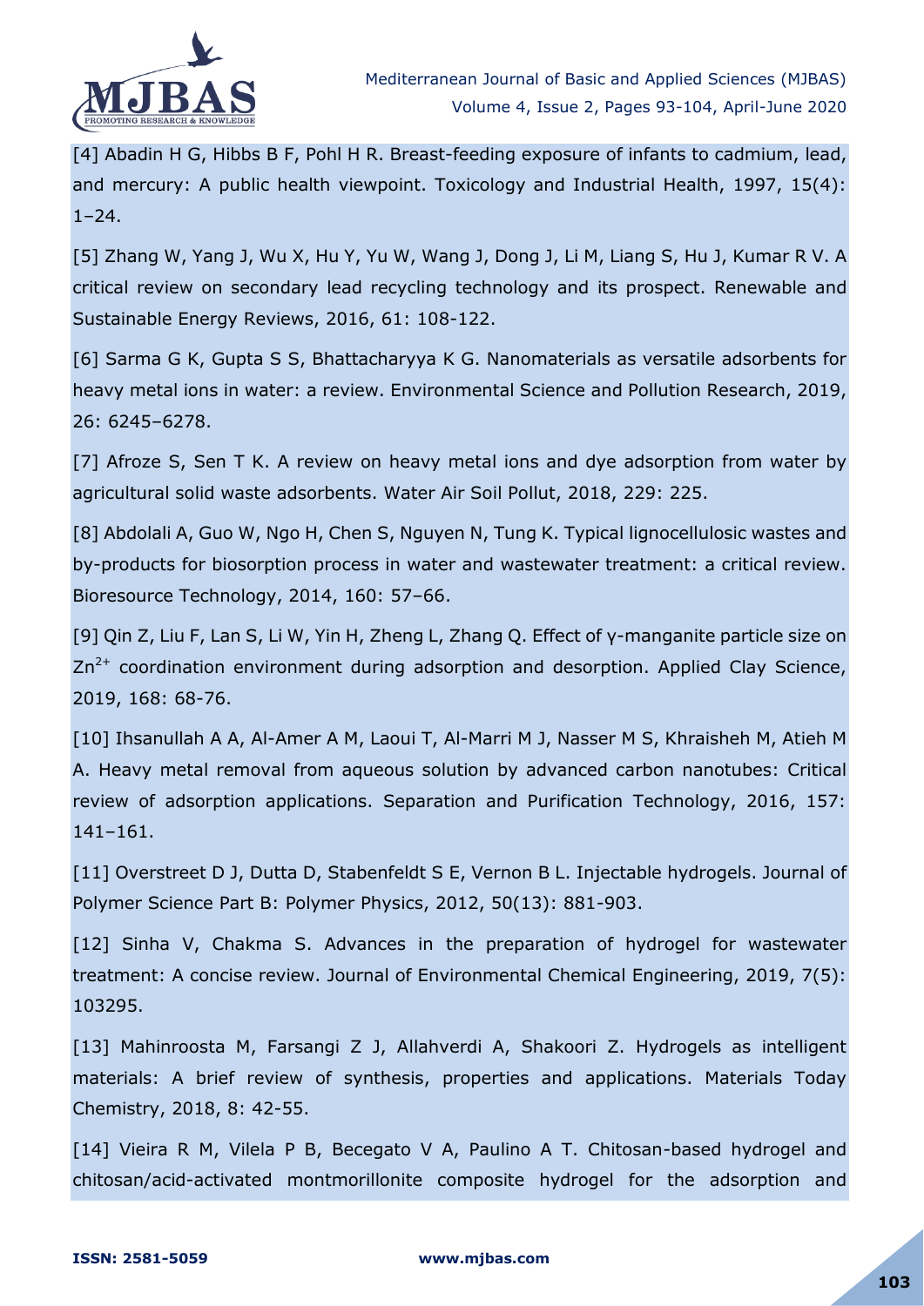[4] Abadin H G, Hibbs B F, Pohl H R. Breast-feeding exposure of infants to cadmium, lead, and mercury: A public health viewpoint. Toxicology and Industrial Health, 1997, 15(4): 1–24.

[5] Zhang W, Yang J, Wu X, Hu Y, Yu W, Wang J, Dong J, Li M, Liang S, Hu J, Kumar R V. A critical review on secondary lead recycling technology and its prospect. Renewable and Sustainable Energy Reviews, 2016, 61: 108-122.

[6] Sarma G K, Gupta S S, Bhattacharyya K G. Nanomaterials as versatile adsorbents for heavy metal ions in water: a review. Environmental Science and Pollution Research, 2019, 26: 6245–6278.

[7] Afroze S, Sen T K. A review on heavy metal ions and dye adsorption from water by agricultural solid waste adsorbents. Water Air Soil Pollut, 2018, 229: 225.

[8] Abdolali A, Guo W, Ngo H, Chen S, Nguyen N, Tung K. Typical lignocellulosic wastes and by-products for biosorption process in water and wastewater treatment: a critical review. Bioresource Technology, 2014, 160: 57–66.

[9] Qin Z, Liu F, Lan S, Li W, Yin H, Zheng L, Zhang Q. Effect of γ-manganite particle size on $Zn^{2+}$ coordination environment during adsorption and desorption. Applied Clay Science, 2019, 168: 68-76.

[10] Ihsanullah A A, Al-Amer A M, Laoui T, Al-Marri M J, Nasser M S, Khraisheh M, Atieh M A. Heavy metal removal from aqueous solution by advanced carbon nanotubes: Critical review of adsorption applications. Separation and Purification Technology, 2016, 157: 141–161.

[11] Overstreet D J, Dutta D, Stabenfeldt S E, Vernon B L. Injectable hydrogels. Journal of Polymer Science Part B: Polymer Physics, 2012, 50(13): 881-903.

[12] Sinha V, Chakma S. Advances in the preparation of hydrogel for wastewater treatment: A concise review. Journal of Environmental Chemical Engineering, 2019, 7(5): 103295.

[13] Mahinroosta M, Farsangi Z J, Allahverdi A, Shakoori Z. Hydrogels as intelligent materials: A brief review of synthesis, properties and applications. Materials Today Chemistry, 2018, 8: 42-55.

[14] Vieira R M, Vilela P B, Becegato V A, Paulino A T. Chitosan-based hydrogel and chitosan/acid-activated montmorillonite composite hydrogel for the adsorption and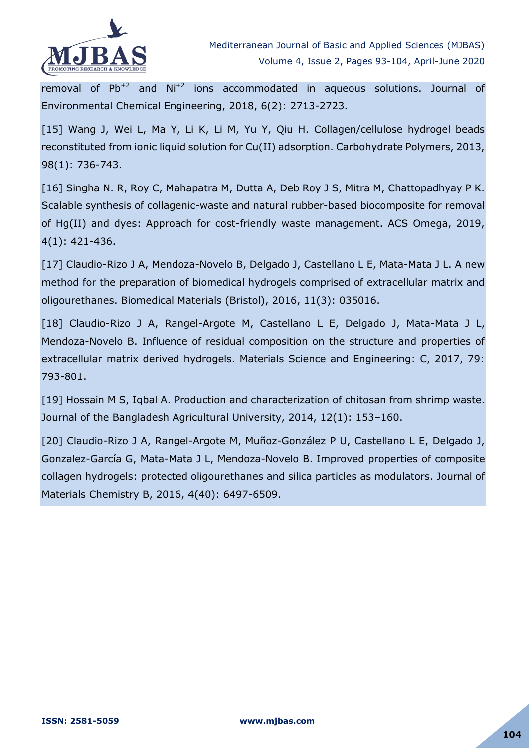removal of $Pb^{+2}$ and $Ni^{+2}$ ions accommodated in aqueous solutions. Journal of Environmental Chemical Engineering, 2018, 6(2): 2713-2723.

[15] Wang J, Wei L, Ma Y, Li K, Li M, Yu Y, Qiu H. Collagen/cellulose hydrogel beads reconstituted from ionic liquid solution for Cu(II) adsorption. Carbohydrate Polymers, 2013, 98(1): 736-743.

[16] Singha N. R, Roy C, Mahapatra M, Dutta A, Deb Roy J S, Mitra M, Chattopadhyay P K. Scalable synthesis of collagenic-waste and natural rubber-based biocomposite for removal of Hg(II) and dyes: Approach for cost-friendly waste management. ACS Omega, 2019, 4(1): 421-436.

[17] Claudio-Rizo J A, Mendoza-Novelo B, Delgado J, Castellano L E, Mata-Mata J L. A new method for the preparation of biomedical hydrogels comprised of extracellular matrix and oligourethanes. Biomedical Materials (Bristol), 2016, 11(3): 035016.

[18] Claudio-Rizo J A, Rangel-Argote M, Castellano L E, Delgado J, Mata-Mata J L, Mendoza-Novelo B. Influence of residual composition on the structure and properties of extracellular matrix derived hydrogels. Materials Science and Engineering: C, 2017, 79: 793-801.

[19] Hossain M S, Iqbal A. Production and characterization of chitosan from shrimp waste. Journal of the Bangladesh Agricultural University, 2014, 12(1): 153–160.

[20] Claudio-Rizo J A, Rangel-Argote M, Muñoz-González P U, Castellano L E, Delgado J, Gonzalez-García G, Mata-Mata J L, Mendoza-Novelo B. Improved properties of composite collagen hydrogels: protected oligourethanes and silica particles as modulators. Journal of Materials Chemistry B, 2016, 4(40): 6497-6509.